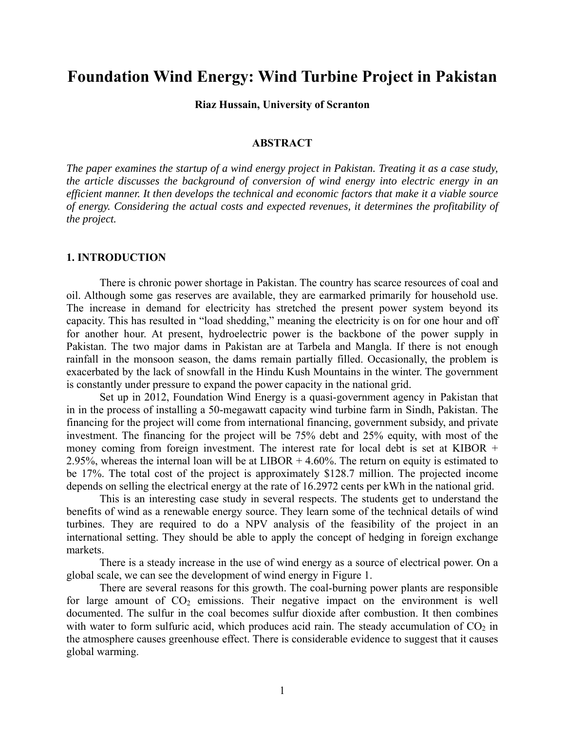# Foundation Wind Energy: Wind Turbine Project in Pakistan

**Riaz Hussain, University of Scranton**

## ABSTRACT

*The paper examines the startup of a wind energy project in Pakistan. Treating it as a case study, the article discusses the background of conversion of wind energy into electric energy in an efficient manner. It then develops the technical and economic factors that make it a viable source of energy. Considering the actual costs and expected revenues, it determines the profitability of the project.*

## 1. INTRODUCTION

There is chronic power shortage in Pakistan. The country has scarce resources of coal and oil. Although some gas reserves are available, they are earmarked primarily for household use. The increase in demand for electricity has stretched the present power system beyond its capacity. This has resulted in "load shedding," meaning the electricity is on for one hour and off for another hour. At present, hydroelectric power is the backbone of the power supply in Pakistan. The two major dams in Pakistan are at Tarbela and Mangla. If there is not enough rainfall in the monsoon season, the dams remain partially filled. Occasionally, the problem is exacerbated by the lack of snowfall in the Hindu Kush Mountains in the winter. The government is constantly under pressure to expand the power capacity in the national grid.

Set up in 2012, Foundation Wind Energy is a quasi-government agency in Pakistan that in in the process of installing a 50-megawatt capacity wind turbine farm in Sindh, Pakistan. The financing for the project will come from international financing, government subsidy, and private investment. The financing for the project will be 75% debt and 25% equity, with most of the money coming from foreign investment. The interest rate for local debt is set at KIBOR + 2.95%, whereas the internal loan will be at LIBOR + 4.60%. The return on equity is estimated to be 17%. The total cost of the project is approximately $128.7 million. The projected income depends on selling the electrical energy at the rate of 16.2972 cents per kWh in the national grid.

This is an interesting case study in several respects. The students get to understand the benefits of wind as a renewable energy source. They learn some of the technical details of wind turbines. They are required to do a NPV analysis of the feasibility of the project in an international setting. They should be able to apply the concept of hedging in foreign exchange markets.

There is a steady increase in the use of wind energy as a source of electrical power. On a global scale, we can see the development of wind energy in Figure 1.

There are several reasons for this growth. The coal-burning power plants are responsible for large amount of $CO_2$ emissions. Their negative impact on the environment is well documented. The sulfur in the coal becomes sulfur dioxide after combustion. It then combines with water to form sulfuric acid, which produces acid rain. The steady accumulation of $CO_2$ in the atmosphere causes greenhouse effect. There is considerable evidence to suggest that it causes global warming.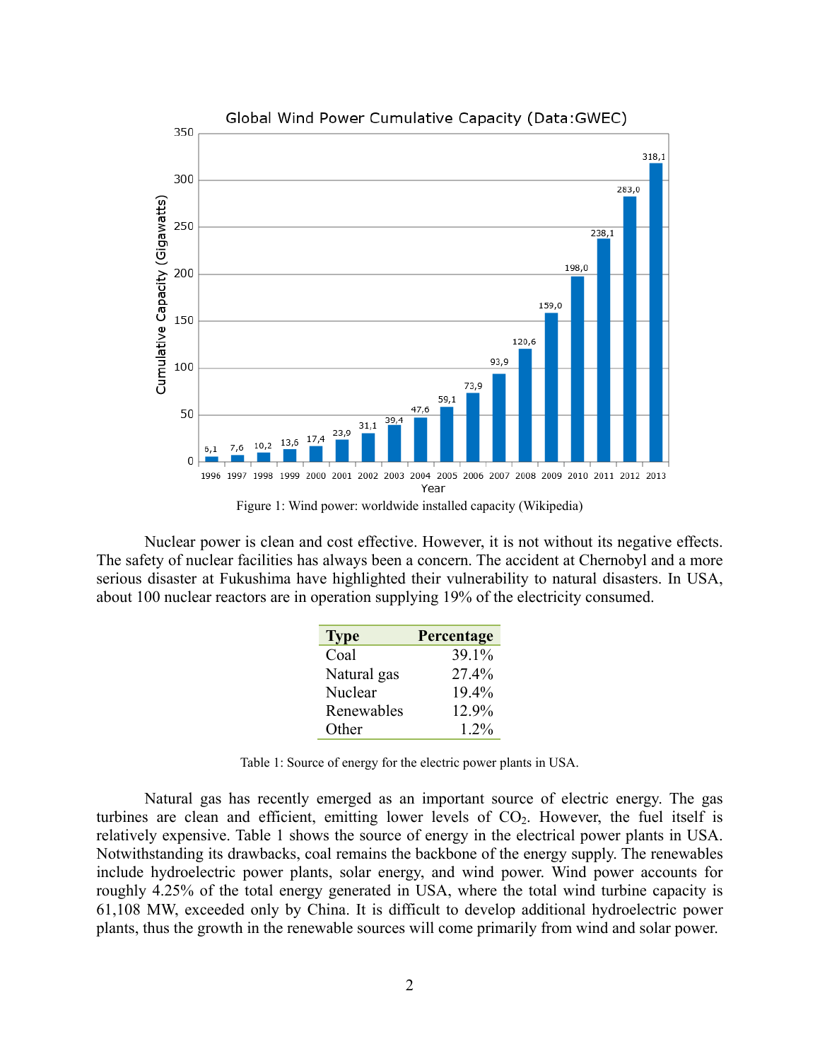Figure 1: Wind power: worldwide installed capacity (Wikipedia)

Nuclear power is clean and cost effective. However, it is not without its negative effects. The safety of nuclear facilities has always been a concern. The accident at Chernobyl and a more serious disaster at Fukushima have highlighted their vulnerability to natural disasters. In USA, about 100 nuclear reactors are in operation supplying 19% of the electricity consumed.

| Type | Percentage |
|---|---:|
| Coal | 39.1% |
| Natural gas | 27.4% |
| Nuclear | 19.4% |
| Renewables | 12.9% |
| Other | 1.2% |

Table 1: Source of energy for the electric power plants in USA.

Natural gas has recently emerged as an important source of electric energy. The gas turbines are clean and efficient, emitting lower levels of $CO_2$. However, the fuel itself is relatively expensive. Table 1 shows the source of energy in the electrical power plants in USA. Notwithstanding its drawbacks, coal remains the backbone of the energy supply. The renewables include hydroelectric power plants, solar energy, and wind power. Wind power accounts for roughly 4.25% of the total energy generated in USA, where the total wind turbine capacity is 61,108 MW, exceeded only by China. It is difficult to develop additional hydroelectric power plants, thus the growth in the renewable sources will come primarily from wind and solar power.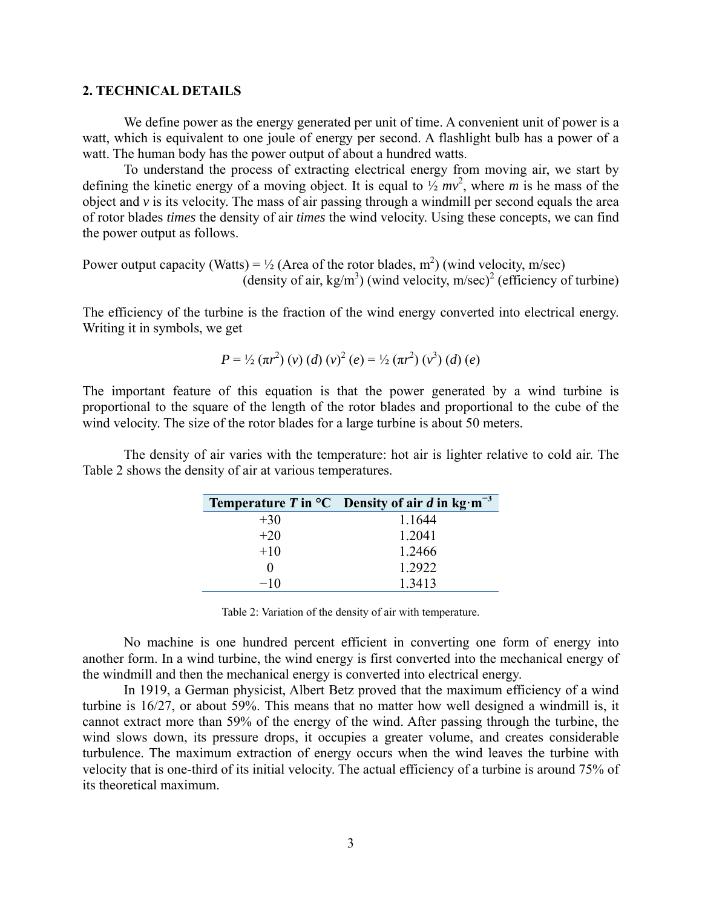## 2. TECHNICAL DETAILS

We define power as the energy generated per unit of time. A convenient unit of power is a watt, which is equivalent to one joule of energy per second. A flashlight bulb has a power of a watt. The human body has the power output of about a hundred watts.

To understand the process of extracting electrical energy from moving air, we start by defining the kinetic energy of a moving object. It is equal to ½ $mv^2$, where *m* is he mass of the object and *v* is its velocity. The mass of air passing through a windmill per second equals the area of rotor blades *times* the density of air *times* the wind velocity. Using these concepts, we can find the power output as follows.

Power output capacity (Watts) = ½ (Area of the rotor blades, $m^2$) (wind velocity, m/sec) (density of air, kg/$m^3$) (wind velocity, m/sec)$^2$ (efficiency of turbine)

The efficiency of the turbine is the fraction of the wind energy converted into electrical energy. Writing it in symbols, we get

$$P = \tfrac{1}{2}\,(\pi r^2)\,(v)\,(d)\,(v)^2\,(e) = \tfrac{1}{2}\,(\pi r^2)\,(v^3)\,(d)\,(e)$$

The important feature of this equation is that the power generated by a wind turbine is proportional to the square of the length of the rotor blades and proportional to the cube of the wind velocity. The size of the rotor blades for a large turbine is about 50 meters.

The density of air varies with the temperature: hot air is lighter relative to cold air. The Table 2 shows the density of air at various temperatures.

| Temperature *T* in °C | Density of air *d* in kg·m$^{-3}$ |
|---|---|
| +30 | 1.1644 |
| +20 | 1.2041 |
| +10 | 1.2466 |
| 0 | 1.2922 |
| −10 | 1.3413 |

Table 2: Variation of the density of air with temperature.

No machine is one hundred percent efficient in converting one form of energy into another form. In a wind turbine, the wind energy is first converted into the mechanical energy of the windmill and then the mechanical energy is converted into electrical energy.

In 1919, a German physicist, Albert Betz proved that the maximum efficiency of a wind turbine is 16/27, or about 59%. This means that no matter how well designed a windmill is, it cannot extract more than 59% of the energy of the wind. After passing through the turbine, the wind slows down, its pressure drops, it occupies a greater volume, and creates considerable turbulence. The maximum extraction of energy occurs when the wind leaves the turbine with velocity that is one-third of its initial velocity. The actual efficiency of a turbine is around 75% of its theoretical maximum.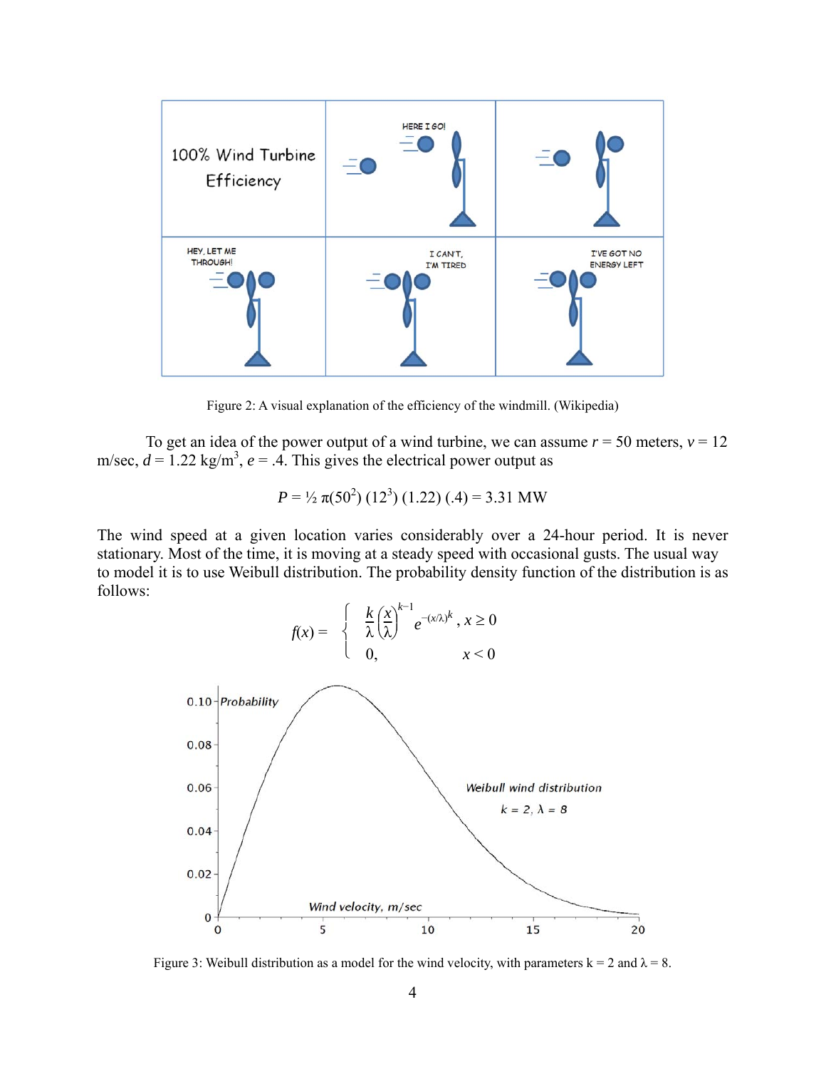Figure 2: A visual explanation of the efficiency of the windmill. (Wikipedia)

To get an idea of the power output of a wind turbine, we can assume $r = 50$ meters, $v = 12$ m/sec, $d = 1.22$ kg/m$^3$, $e = .4$. This gives the electrical power output as

$$P = ½ \pi(50^2)\,(12^3)\,(1.22)\,(.4) = 3.31 \text{ MW}$$

The wind speed at a given location varies considerably over a 24-hour period. It is never stationary. Most of the time, it is moving at a steady speed with occasional gusts. The usual way to model it is to use Weibull distribution. The probability density function of the distribution is as follows:

$$f(x) = \begin{cases} \dfrac{k}{\lambda}\left(\dfrac{x}{\lambda}\right)^{k-1} e^{-(x/\lambda)^k}, & x \geq 0 \\ 0, & x < 0 \end{cases}$$

Figure 3: Weibull distribution as a model for the wind velocity, with parameters k = 2 and λ = 8.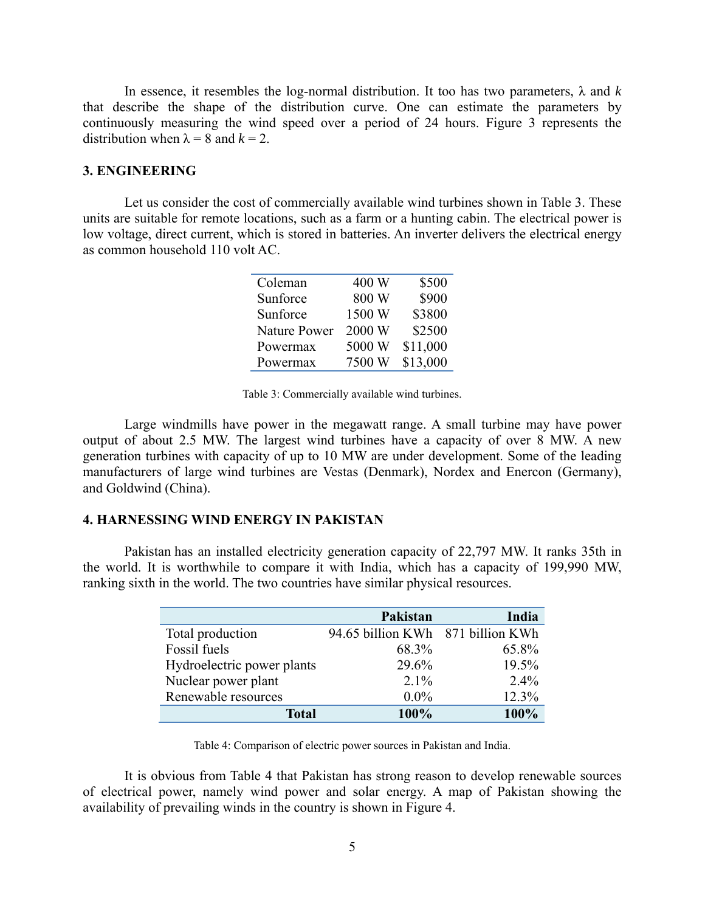In essence, it resembles the log-normal distribution. It too has two parameters, $\lambda$ and $k$ that describe the shape of the distribution curve. One can estimate the parameters by continuously measuring the wind speed over a period of 24 hours. Figure 3 represents the distribution when $\lambda = 8$ and $k = 2$.

## 3. ENGINEERING

Let us consider the cost of commercially available wind turbines shown in Table 3. These units are suitable for remote locations, such as a farm or a hunting cabin. The electrical power is low voltage, direct current, which is stored in batteries. An inverter delivers the electrical energy as common household 110 volt AC.

| | | |
|---|---:|---:|
| Coleman | 400 W | $500 |
| Sunforce | 800 W | $900 |
| Sunforce | 1500 W | $3800 |
| Nature Power | 2000 W | $2500 |
| Powermax | 5000 W | $11,000 |
| Powermax | 7500 W | $13,000 |

Table 3: Commercially available wind turbines.

Large windmills have power in the megawatt range. A small turbine may have power output of about 2.5 MW. The largest wind turbines have a capacity of over 8 MW. A new generation turbines with capacity of up to 10 MW are under development. Some of the leading manufacturers of large wind turbines are Vestas (Denmark), Nordex and Enercon (Germany), and Goldwind (China).

## 4. HARNESSING WIND ENERGY IN PAKISTAN

Pakistan has an installed electricity generation capacity of 22,797 MW. It ranks 35th in the world. It is worthwhile to compare it with India, which has a capacity of 199,990 MW, ranking sixth in the world. The two countries have similar physical resources.

| | **Pakistan** | **India** |
|---|---:|---:|
| Total production | 94.65 billion KWh | 871 billion KWh |
| Fossil fuels | 68.3% | 65.8% |
| Hydroelectric power plants | 29.6% | 19.5% |
| Nuclear power plant | 2.1% | 2.4% |
| Renewable resources | 0.0% | 12.3% |
| **Total** | **100%** | **100%** |

Table 4: Comparison of electric power sources in Pakistan and India.

It is obvious from Table 4 that Pakistan has strong reason to develop renewable sources of electrical power, namely wind power and solar energy. A map of Pakistan showing the availability of prevailing winds in the country is shown in Figure 4.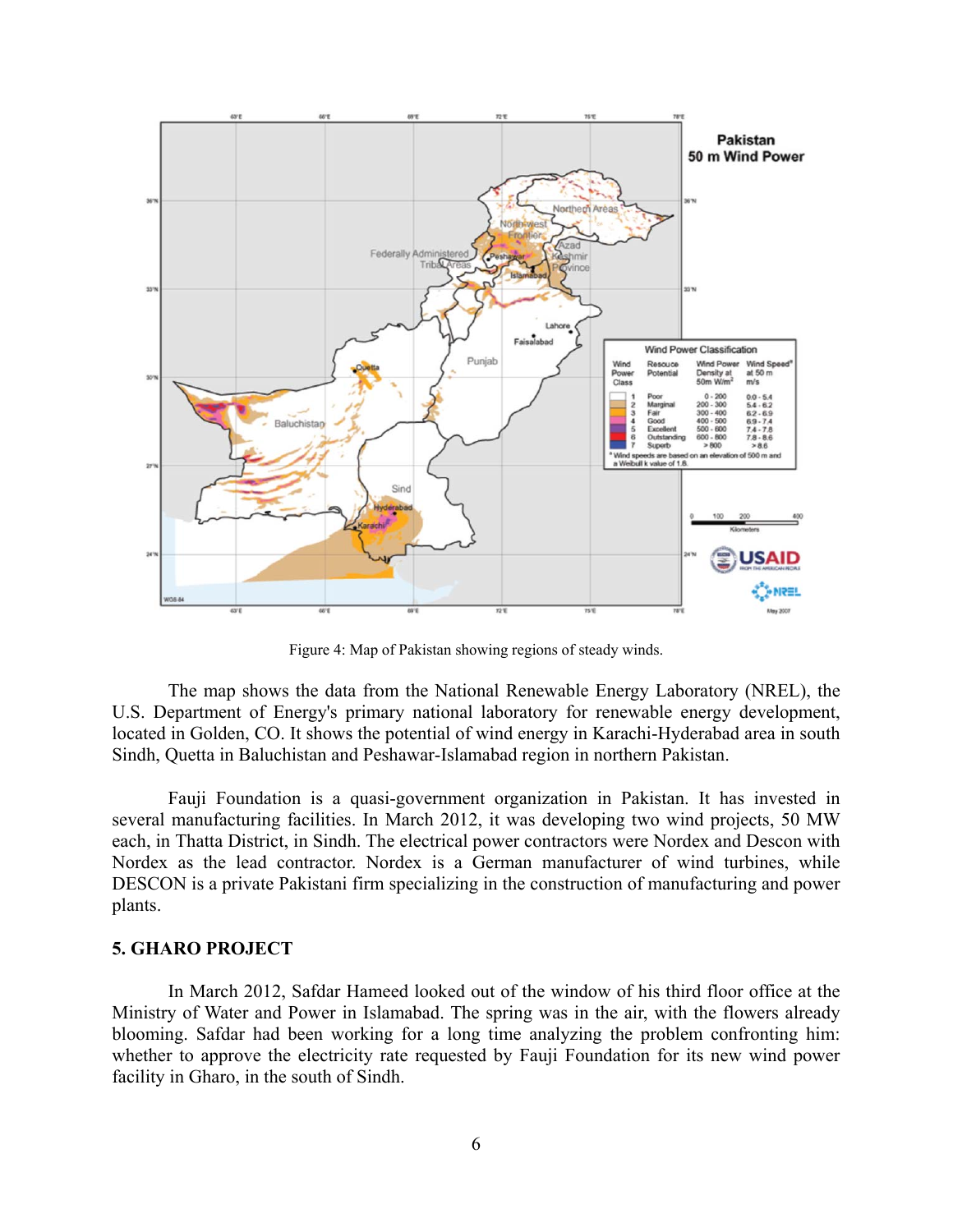Figure 4: Map of Pakistan showing regions of steady winds.

The map shows the data from the National Renewable Energy Laboratory (NREL), the U.S. Department of Energy's primary national laboratory for renewable energy development, located in Golden, CO. It shows the potential of wind energy in Karachi-Hyderabad area in south Sindh, Quetta in Baluchistan and Peshawar-Islamabad region in northern Pakistan.

Fauji Foundation is a quasi-government organization in Pakistan. It has invested in several manufacturing facilities. In March 2012, it was developing two wind projects, 50 MW each, in Thatta District, in Sindh. The electrical power contractors were Nordex and Descon with Nordex as the lead contractor. Nordex is a German manufacturer of wind turbines, while DESCON is a private Pakistani firm specializing in the construction of manufacturing and power plants.

## 5. GHARO PROJECT

In March 2012, Safdar Hameed looked out of the window of his third floor office at the Ministry of Water and Power in Islamabad. The spring was in the air, with the flowers already blooming. Safdar had been working for a long time analyzing the problem confronting him: whether to approve the electricity rate requested by Fauji Foundation for its new wind power facility in Gharo, in the south of Sindh.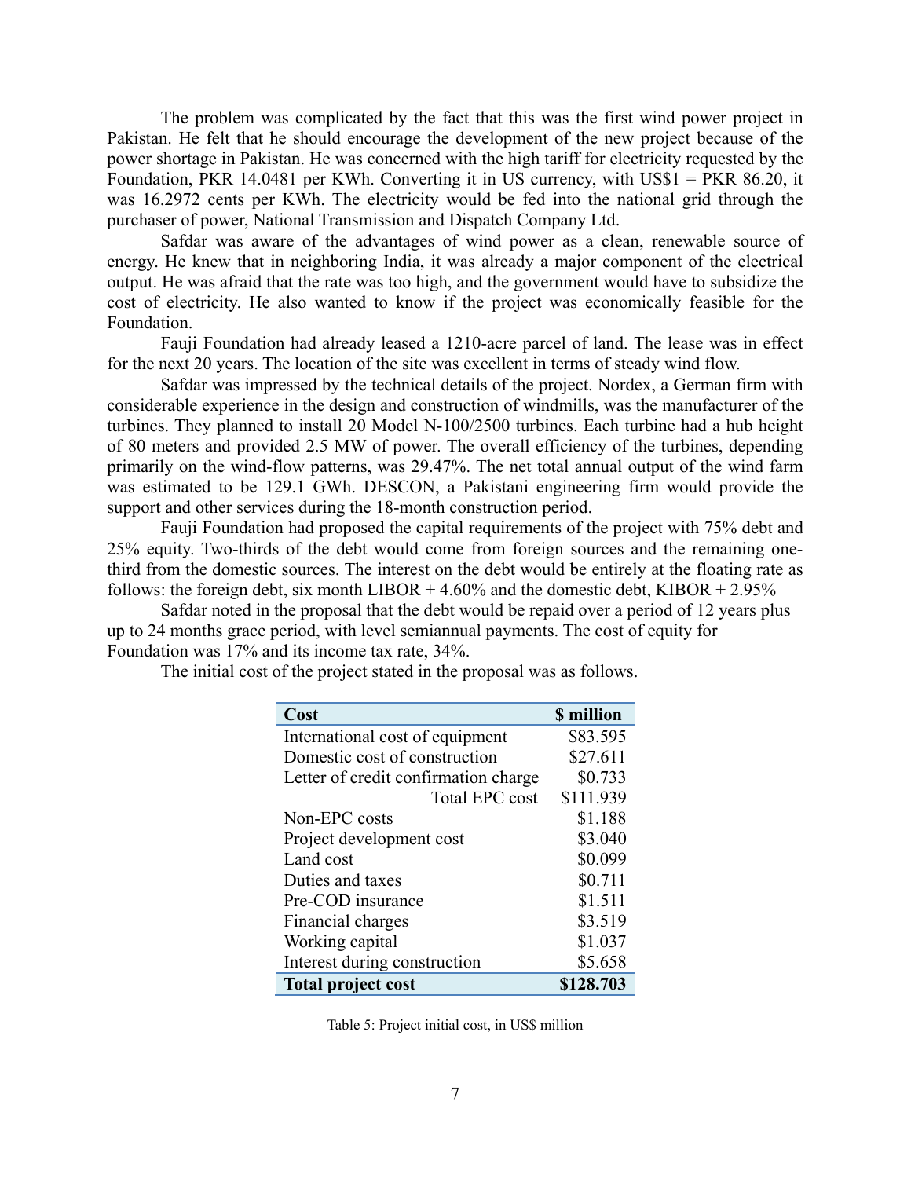The problem was complicated by the fact that this was the first wind power project in Pakistan. He felt that he should encourage the development of the new project because of the power shortage in Pakistan. He was concerned with the high tariff for electricity requested by the Foundation, PKR 14.0481 per KWh. Converting it in US currency, with US$1 = PKR 86.20, it was 16.2972 cents per KWh. The electricity would be fed into the national grid through the purchaser of power, National Transmission and Dispatch Company Ltd.

Safdar was aware of the advantages of wind power as a clean, renewable source of energy. He knew that in neighboring India, it was already a major component of the electrical output. He was afraid that the rate was too high, and the government would have to subsidize the cost of electricity. He also wanted to know if the project was economically feasible for the Foundation.

Fauji Foundation had already leased a 1210-acre parcel of land. The lease was in effect for the next 20 years. The location of the site was excellent in terms of steady wind flow.

Safdar was impressed by the technical details of the project. Nordex, a German firm with considerable experience in the design and construction of windmills, was the manufacturer of the turbines. They planned to install 20 Model N-100/2500 turbines. Each turbine had a hub height of 80 meters and provided 2.5 MW of power. The overall efficiency of the turbines, depending primarily on the wind-flow patterns, was 29.47%. The net total annual output of the wind farm was estimated to be 129.1 GWh. DESCON, a Pakistani engineering firm would provide the support and other services during the 18-month construction period.

Fauji Foundation had proposed the capital requirements of the project with 75% debt and 25% equity. Two-thirds of the debt would come from foreign sources and the remaining one-third from the domestic sources. The interest on the debt would be entirely at the floating rate as follows: the foreign debt, six month LIBOR + 4.60% and the domestic debt, KIBOR + 2.95%

Safdar noted in the proposal that the debt would be repaid over a period of 12 years plus up to 24 months grace period, with level semiannual payments. The cost of equity for Foundation was 17% and its income tax rate, 34%.

The initial cost of the project stated in the proposal was as follows.

| Cost | $ million |
|---|---|
| International cost of equipment | $83.595 |
| Domestic cost of construction | $27.611 |
| Letter of credit confirmation charge | $0.733 |
| Total EPC cost | $111.939 |
| Non-EPC costs | $1.188 |
| Project development cost | $3.040 |
| Land cost | $0.099 |
| Duties and taxes | $0.711 |
| Pre-COD insurance | $1.511 |
| Financial charges | $3.519 |
| Working capital | $1.037 |
| Interest during construction | $5.658 |
| **Total project cost** | **$128.703** |

Table 5: Project initial cost, in US$ million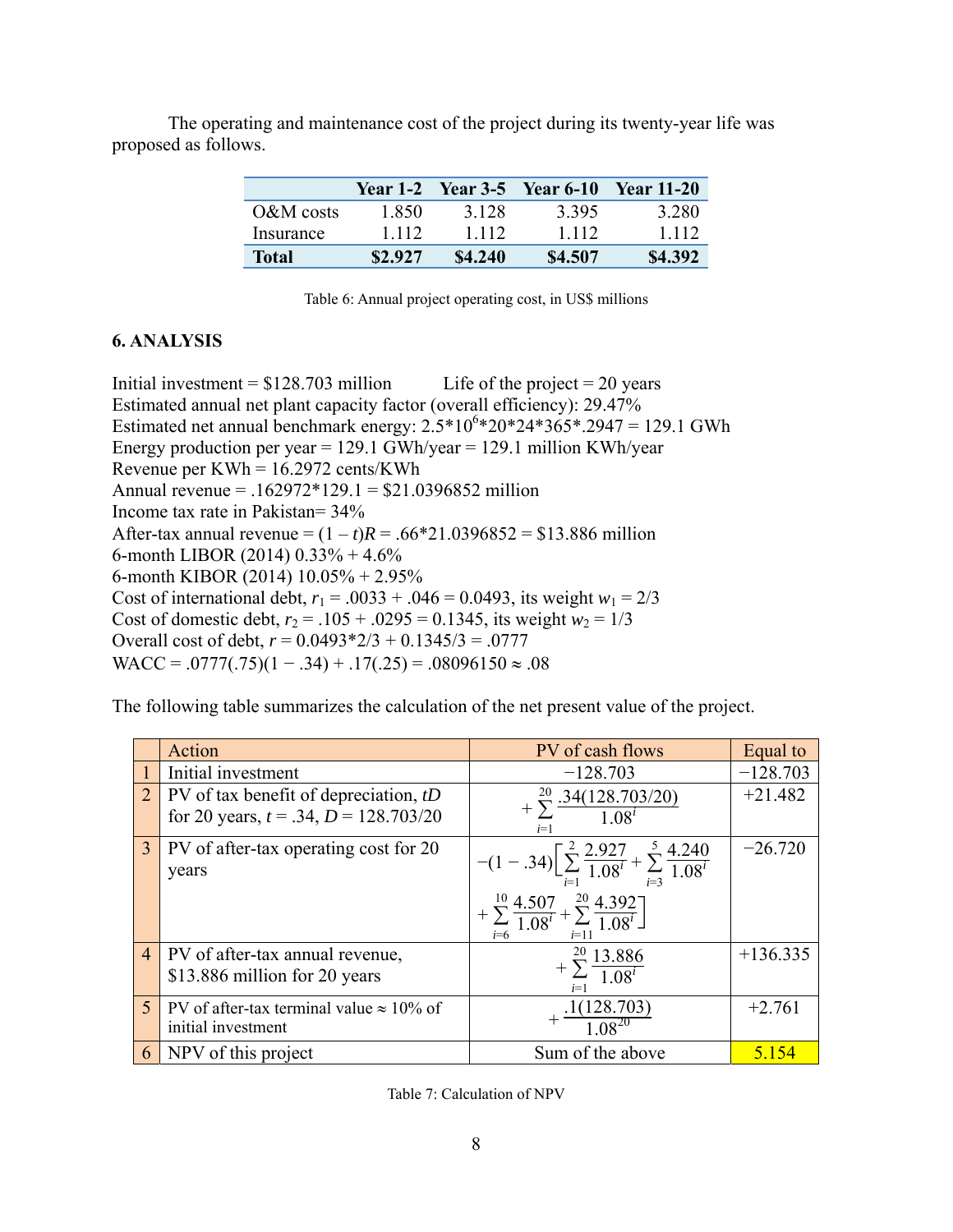The operating and maintenance cost of the project during its twenty-year life was proposed as follows.

| | Year 1-2 | Year 3-5 | Year 6-10 | Year 11-20 |
|---|---|---|---|---|
| O&M costs | 1.850 | 3.128 | 3.395 | 3.280 |
| Insurance | 1.112 | 1.112 | 1.112 | 1.112 |
| **Total** | **$2.927** | **$4.240** | **$4.507** | **$4.392** |

Table 6: Annual project operating cost, in US$ millions

## 6. ANALYSIS

Initial investment = $128.703 million  Life of the project = 20 years
Estimated annual net plant capacity factor (overall efficiency): 29.47%
Estimated net annual benchmark energy: $2.5 * 10^6 * 20 * 24 * 365 * .2947 = 129.1$ GWh
Energy production per year = 129.1 GWh/year = 129.1 million KWh/year
Revenue per KWh = 16.2972 cents/KWh
Annual revenue = .162972*129.1 = $21.0396852 million
Income tax rate in Pakistan= 34%
After-tax annual revenue = $(1 - t)R = .66 * 21.0396852 =$ $13.886 million
6-month LIBOR (2014) 0.33% + 4.6%
6-month KIBOR (2014) 10.05% + 2.95%
Cost of international debt, $r_1 = .0033 + .046 = 0.0493$, its weight $w_1 = 2/3$
Cost of domestic debt, $r_2 = .105 + .0295 = 0.1345$, its weight $w_2 = 1/3$
Overall cost of debt, $r = 0.0493 * 2/3 + 0.1345/3 = .0777$
WACC = $.0777(.75)(1 - .34) + .17(.25) = .08096150 \approx .08$

The following table summarizes the calculation of the net present value of the project.

| | Action | PV of cash flows | Equal to |
|---|---|---|---|
| 1 | Initial investment | $-128.703$ | −128.703 |
| 2 | PV of tax benefit of depreciation, $tD$ for 20 years, $t = .34$, $D = 128.703/20$ | $+\sum_{i=1}^{20} \frac{.34(128.703/20)}{1.08^i}$ | +21.482 |
| 3 | PV of after-tax operating cost for 20 years | $-(1-.34)\left[\sum_{i=1}^{2} \frac{2.927}{1.08^i} + \sum_{i=3}^{5} \frac{4.240}{1.08^i} + \sum_{i=6}^{10} \frac{4.507}{1.08^i} + \sum_{i=11}^{20} \frac{4.392}{1.08^i}\right]$ | −26.720 |
| 4 | PV of after-tax annual revenue, $13.886 million for 20 years | $+\sum_{i=1}^{20} \frac{13.886}{1.08^i}$ | +136.335 |
| 5 | PV of after-tax terminal value ≈ 10% of initial investment | $+\frac{.1(128.703)}{1.08^{20}}$ | +2.761 |
| 6 | NPV of this project | Sum of the above | 5.154 |

Table 7: Calculation of NPV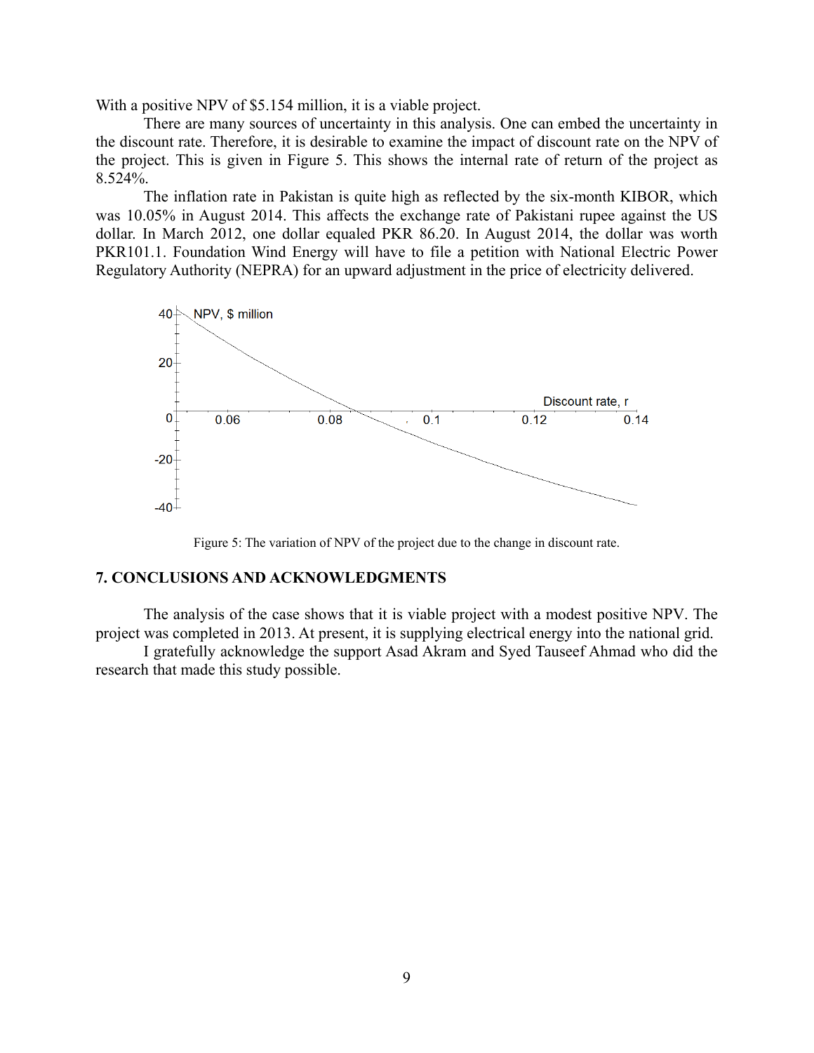With a positive NPV of $5.154 million, it is a viable project.

There are many sources of uncertainty in this analysis. One can embed the uncertainty in the discount rate. Therefore, it is desirable to examine the impact of discount rate on the NPV of the project. This is given in Figure 5. This shows the internal rate of return of the project as 8.524%.

The inflation rate in Pakistan is quite high as reflected by the six-month KIBOR, which was 10.05% in August 2014. This affects the exchange rate of Pakistani rupee against the US dollar. In March 2012, one dollar equaled PKR 86.20. In August 2014, the dollar was worth PKR101.1. Foundation Wind Energy will have to file a petition with National Electric Power Regulatory Authority (NEPRA) for an upward adjustment in the price of electricity delivered.

NPV, $ million
40
20
0
-20
-40
Discount rate, r
0.06
0.08
0.1
0.12
0.14

Figure 5: The variation of NPV of the project due to the change in discount rate.

## 7. CONCLUSIONS AND ACKNOWLEDGMENTS

The analysis of the case shows that it is viable project with a modest positive NPV. The project was completed in 2013. At present, it is supplying electrical energy into the national grid.

I gratefully acknowledge the support Asad Akram and Syed Tauseef Ahmad who did the research that made this study possible.